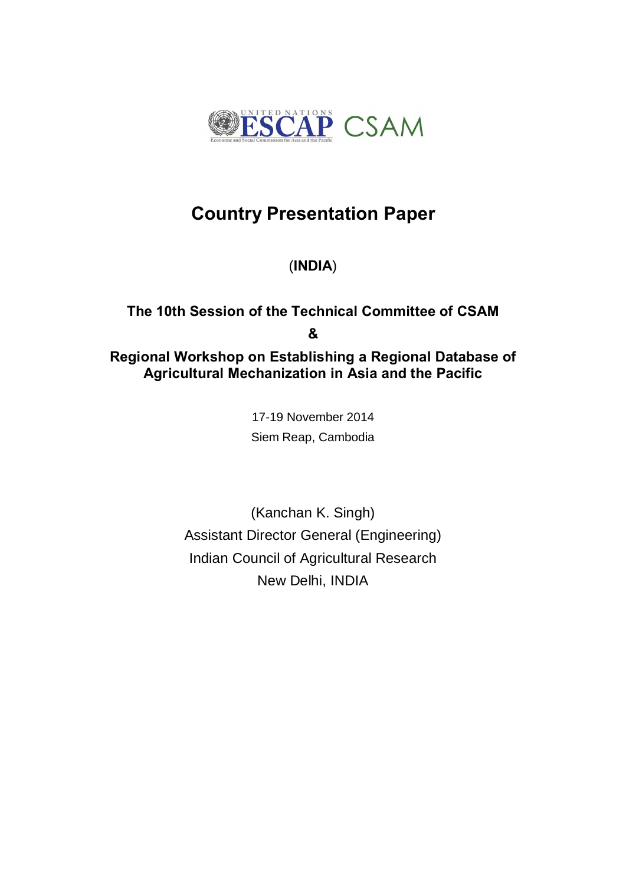UNITED NATIONS ESCAP CSAM

Economic and Social Commission for Asia and the Pacific

# Country Presentation Paper

(**INDIA**)

## The 10th Session of the Technical Committee of CSAM

## &

## Regional Workshop on Establishing a Regional Database of Agricultural Mechanization in Asia and the Pacific

17-19 November 2014

Siem Reap, Cambodia

(Kanchan K. Singh)

Assistant Director General (Engineering)

Indian Council of Agricultural Research

New Delhi, INDIA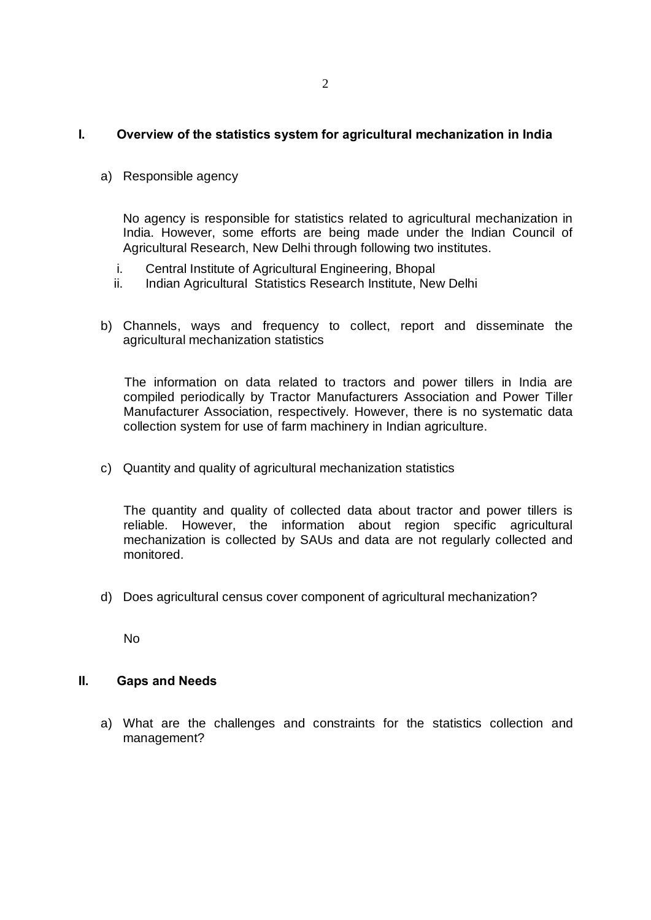## I. Overview of the statistics system for agricultural mechanization in India

a) Responsible agency

No agency is responsible for statistics related to agricultural mechanization in India. However, some efforts are being made under the Indian Council of Agricultural Research, New Delhi through following two institutes.

i. Central Institute of Agricultural Engineering, Bhopal
ii. Indian Agricultural Statistics Research Institute, New Delhi

b) Channels, ways and frequency to collect, report and disseminate the agricultural mechanization statistics

The information on data related to tractors and power tillers in India are compiled periodically by Tractor Manufacturers Association and Power Tiller Manufacturer Association, respectively. However, there is no systematic data collection system for use of farm machinery in Indian agriculture.

c) Quantity and quality of agricultural mechanization statistics

The quantity and quality of collected data about tractor and power tillers is reliable. However, the information about region specific agricultural mechanization is collected by SAUs and data are not regularly collected and monitored.

d) Does agricultural census cover component of agricultural mechanization?

No

## II. Gaps and Needs

a) What are the challenges and constraints for the statistics collection and management?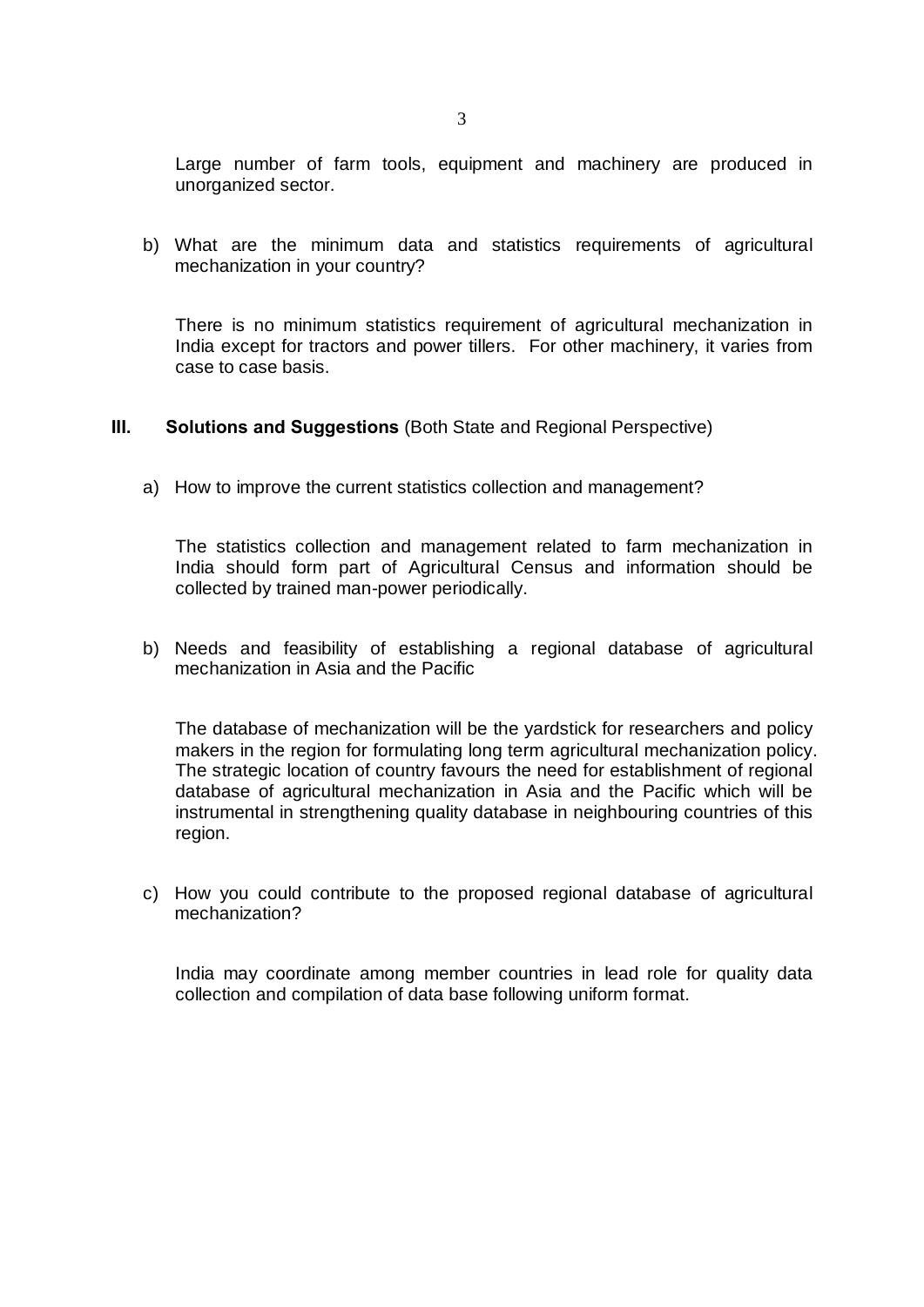Large number of farm tools, equipment and machinery are produced in unorganized sector.

b) What are the minimum data and statistics requirements of agricultural mechanization in your country?

There is no minimum statistics requirement of agricultural mechanization in India except for tractors and power tillers. For other machinery, it varies from case to case basis.

## III. **Solutions and Suggestions** (Both State and Regional Perspective)

a) How to improve the current statistics collection and management?

The statistics collection and management related to farm mechanization in India should form part of Agricultural Census and information should be collected by trained man-power periodically.

b) Needs and feasibility of establishing a regional database of agricultural mechanization in Asia and the Pacific

The database of mechanization will be the yardstick for researchers and policy makers in the region for formulating long term agricultural mechanization policy. The strategic location of country favours the need for establishment of regional database of agricultural mechanization in Asia and the Pacific which will be instrumental in strengthening quality database in neighbouring countries of this region.

c) How you could contribute to the proposed regional database of agricultural mechanization?

India may coordinate among member countries in lead role for quality data collection and compilation of data base following uniform format.